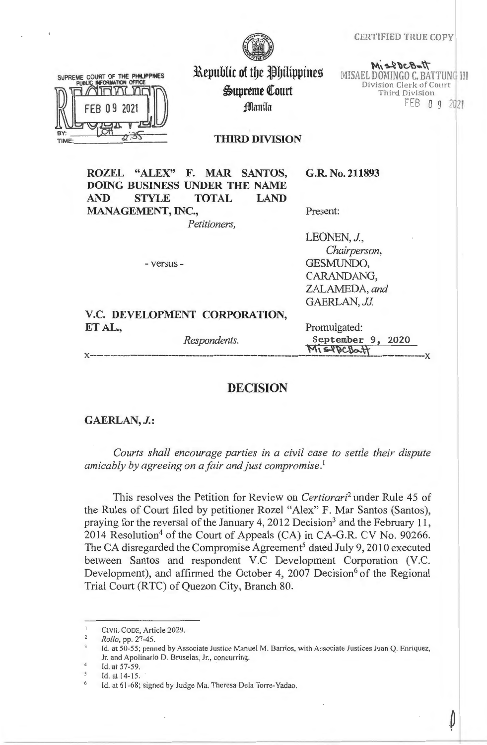CERTIFIED TRUE COPY

MISAEL DOMINGO C. BATTUNG III
Division Clerk of Court
Third Division
FEB 09 2021

SUPREME COURT OF THE PHILIPPINES
PUBLIC INFORMATION OFFICE
RECEIVED
FEB 09 2021
BY: LOH
TIME: 2:35

# Republic of the Philippines
## Supreme Court
### Manila

**THIRD DIVISION**

| | |
|---|---|
| **ROZEL "ALEX" F. MAR SANTOS, DOING BUSINESS UNDER THE NAME AND STYLE TOTAL LAND MANAGEMENT, INC.,** *Petitioners,* | **G.R. No. 211893** |
| | Present: |
| - versus - | LEONEN, *J., Chairperson,* GESMUNDO, CARANDANG, ZALAMEDA, *and* GAERLAN, *JJ.* |
| **V.C. DEVELOPMENT CORPORATION, ET AL.,** *Respondents.* | Promulgated: September 9, 2020 |

x-----------------------------------------------------------------------------------------x

## DECISION

**GAERLAN, *J.*:**

*Courts shall encourage parties in a civil case to settle their dispute amicably by agreeing on a fair and just compromise.*[1]

This resolves the Petition for Review on *Certiorari*[2] under Rule 45 of the Rules of Court filed by petitioner Rozel "Alex" F. Mar Santos (Santos), praying for the reversal of the January 4, 2012 Decision[3] and the February 11, 2014 Resolution[4] of the Court of Appeals (CA) in CA-G.R. CV No. 90266. The CA disregarded the Compromise Agreement[5] dated July 9, 2010 executed between Santos and respondent V.C Development Corporation (V.C. Development), and affirmed the October 4, 2007 Decision[6] of the Regional Trial Court (RTC) of Quezon City, Branch 80.

---

[1] CIVIL CODE, Article 2029.

[2] *Rollo*, pp. 27-45.

[3] Id. at 50-55; penned by Associate Justice Manuel M. Barrios, with Associate Justices Juan Q. Enriquez, Jr. and Apolinario D. Bruselas, Jr., concurring.

[4] Id. at 57-59.

[5] Id. at 14-15.

[6] Id. at 61-68; signed by Judge Ma. Theresa Dela Torre-Yadao.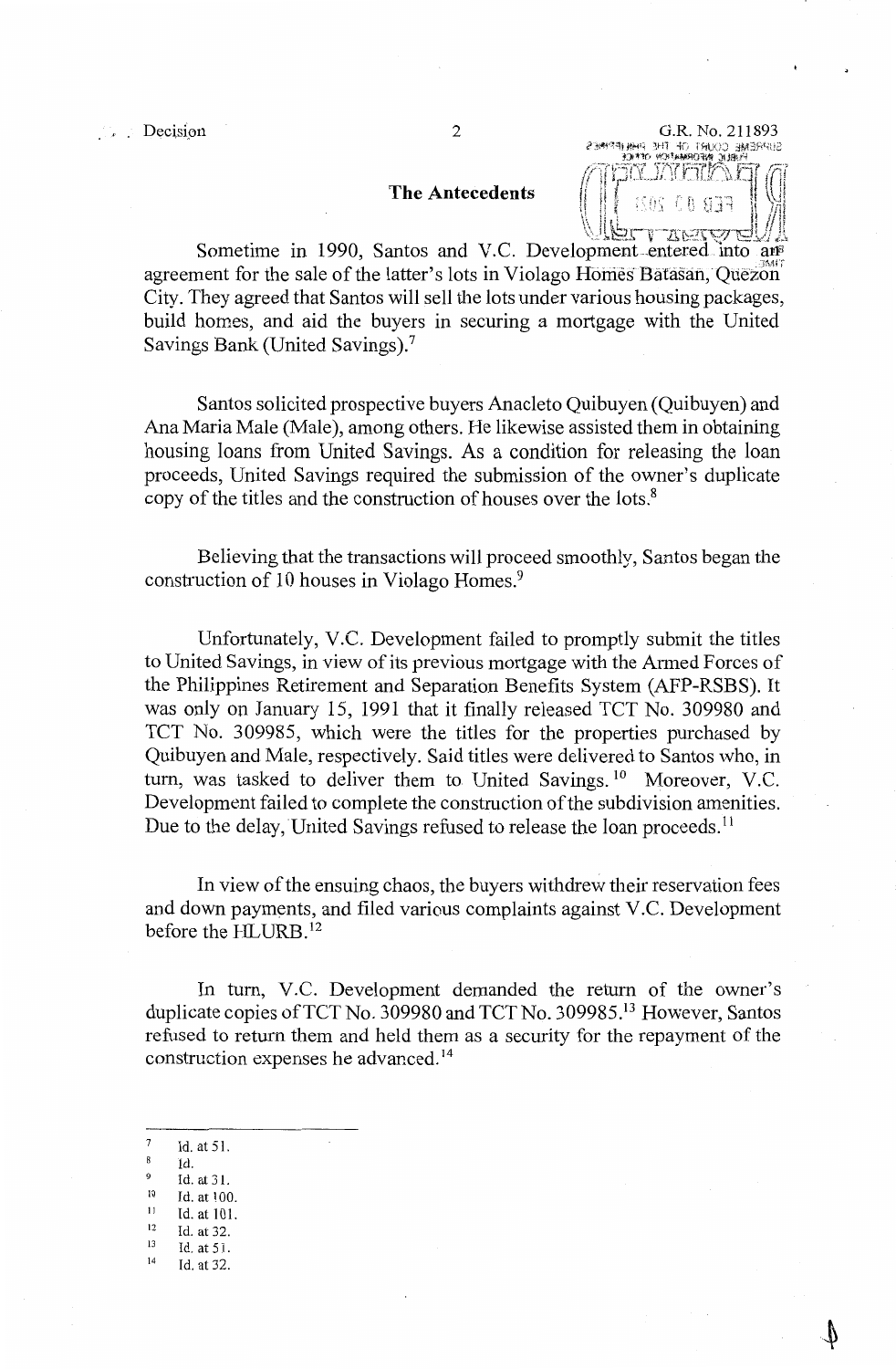## The Antecedents

Sometime in 1990, Santos and V.C. Development entered into an agreement for the sale of the latter's lots in Violago Homes Batasan, Quezon City. They agreed that Santos will sell the lots under various housing packages, build homes, and aid the buyers in securing a mortgage with the United Savings Bank (United Savings).[7]

Santos solicited prospective buyers Anacleto Quibuyen (Quibuyen) and Ana Maria Male (Male), among others. He likewise assisted them in obtaining housing loans from United Savings. As a condition for releasing the loan proceeds, United Savings required the submission of the owner's duplicate copy of the titles and the construction of houses over the lots.[8]

Believing that the transactions will proceed smoothly, Santos began the construction of 10 houses in Violago Homes.[9]

Unfortunately, V.C. Development failed to promptly submit the titles to United Savings, in view of its previous mortgage with the Armed Forces of the Philippines Retirement and Separation Benefits System (AFP-RSBS). It was only on January 15, 1991 that it finally released TCT No. 309980 and TCT No. 309985, which were the titles for the properties purchased by Quibuyen and Male, respectively. Said titles were delivered to Santos who, in turn, was tasked to deliver them to United Savings.[10] Moreover, V.C. Development failed to complete the construction of the subdivision amenities. Due to the delay, United Savings refused to release the loan proceeds.[11]

In view of the ensuing chaos, the buyers withdrew their reservation fees and down payments, and filed various complaints against V.C. Development before the HLURB.[12]

In turn, V.C. Development demanded the return of the owner's duplicate copies of TCT No. 309980 and TCT No. 309985.[13] However, Santos refused to return them and held them as a security for the repayment of the construction expenses he advanced.[14]

---

7 Id. at 51.
8 Id.
9 Id. at 31.
10 Id. at 100.
11 Id. at 101.
12 Id. at 32.
13 Id. at 51.
14 Id. at 32.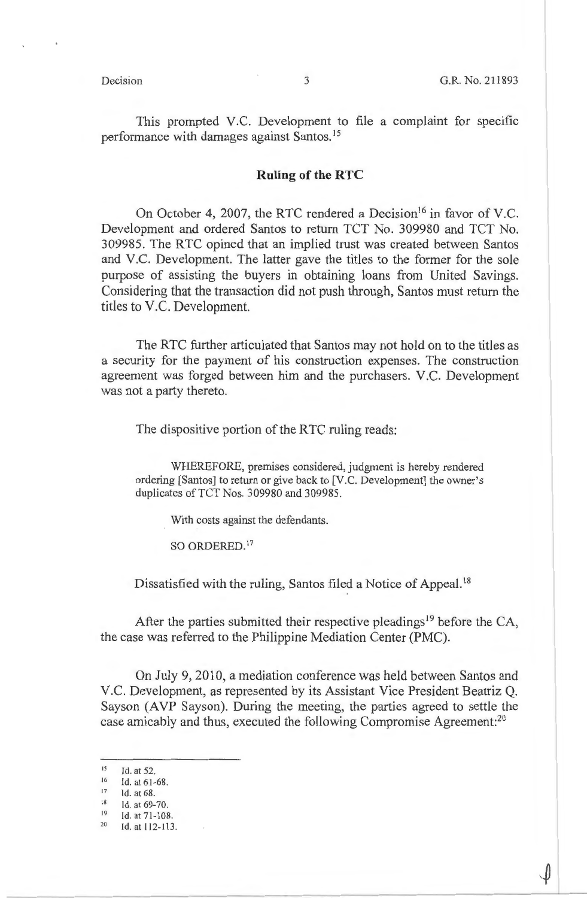This prompted V.C. Development to file a complaint for specific performance with damages against Santos.[15]

## Ruling of the RTC

On October 4, 2007, the RTC rendered a Decision[16] in favor of V.C. Development and ordered Santos to return TCT No. 309980 and TCT No. 309985. The RTC opined that an implied trust was created between Santos and V.C. Development. The latter gave the titles to the former for the sole purpose of assisting the buyers in obtaining loans from United Savings. Considering that the transaction did not push through, Santos must return the titles to V.C. Development.

The RTC further articulated that Santos may not hold on to the titles as a security for the payment of his construction expenses. The construction agreement was forged between him and the purchasers. V.C. Development was not a party thereto.

The dispositive portion of the RTC ruling reads:

> WHEREFORE, premises considered, judgment is hereby rendered ordering [Santos] to return or give back to [V.C. Development] the owner's duplicates of TCT Nos. 309980 and 309985.
>
> With costs against the defendants.
>
> SO ORDERED.[17]

Dissatisfied with the ruling, Santos filed a Notice of Appeal.[18]

After the parties submitted their respective pleadings[19] before the CA, the case was referred to the Philippine Mediation Center (PMC).

On July 9, 2010, a mediation conference was held between Santos and V.C. Development, as represented by its Assistant Vice President Beatriz Q. Sayson (AVP Sayson). During the meeting, the parties agreed to settle the case amicably and thus, executed the following Compromise Agreement:[20]

---

[15] Id. at 52.
[16] Id. at 61-68.
[17] Id. at 68.
[18] Id. at 69-70.
[19] Id. at 71-108.
[20] Id. at 112-113.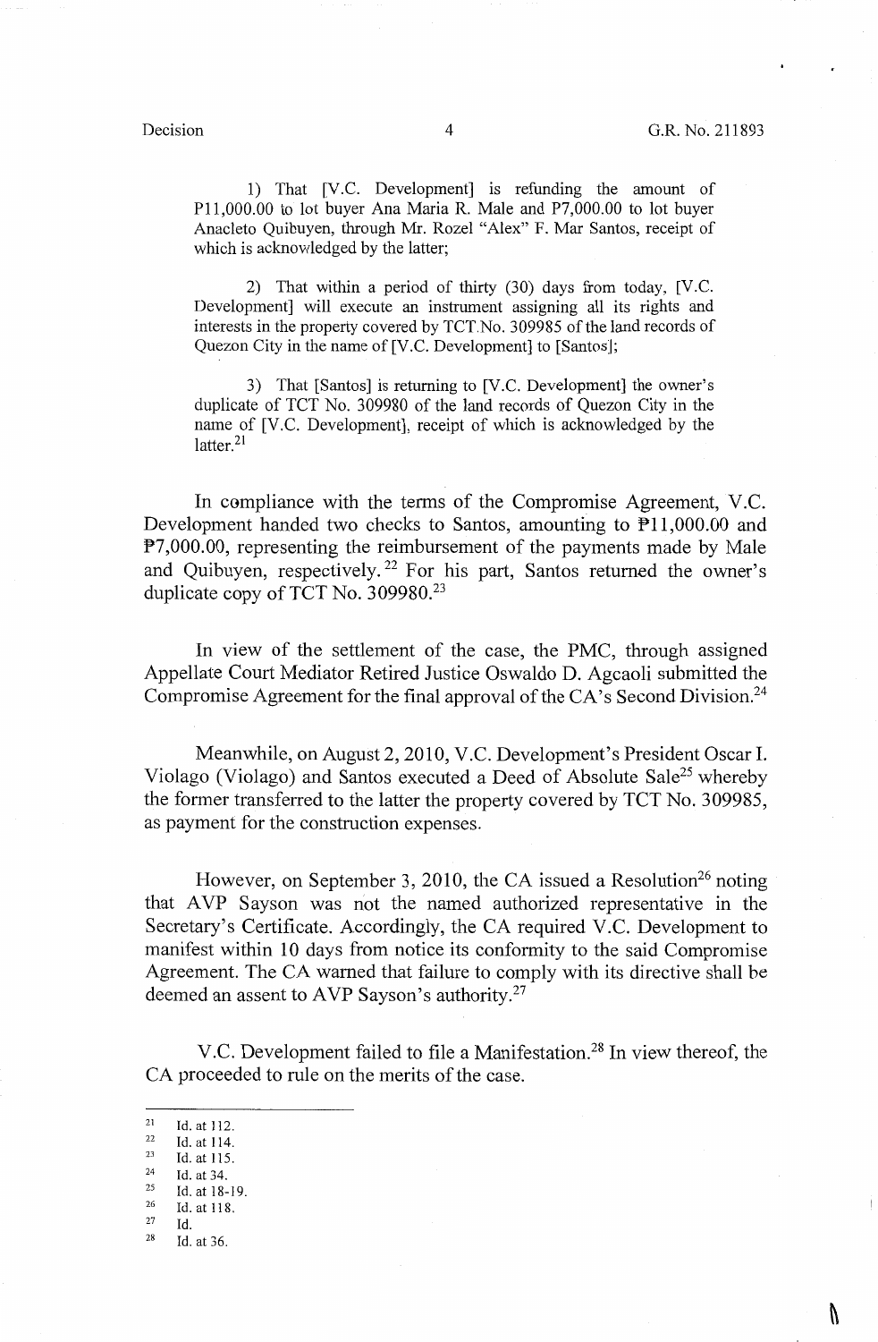1) That [V.C. Development] is refunding the amount of P11,000.00 to lot buyer Ana Maria R. Male and P7,000.00 to lot buyer Anacleto Quibuyen, through Mr. Rozel "Alex" F. Mar Santos, receipt of which is acknowledged by the latter;

2) That within a period of thirty (30) days from today, [V.C. Development] will execute an instrument assigning all its rights and interests in the property covered by TCT No. 309985 of the land records of Quezon City in the name of [V.C. Development] to [Santos];

3) That [Santos] is returning to [V.C. Development] the owner's duplicate of TCT No. 309980 of the land records of Quezon City in the name of [V.C. Development], receipt of which is acknowledged by the latter.[21]

In compliance with the terms of the Compromise Agreement, V.C. Development handed two checks to Santos, amounting to ₱11,000.00 and ₱7,000.00, representing the reimbursement of the payments made by Male and Quibuyen, respectively.[22] For his part, Santos returned the owner's duplicate copy of TCT No. 309980.[23]

In view of the settlement of the case, the PMC, through assigned Appellate Court Mediator Retired Justice Oswaldo D. Agcaoli submitted the Compromise Agreement for the final approval of the CA's Second Division.[24]

Meanwhile, on August 2, 2010, V.C. Development's President Oscar I. Violago (Violago) and Santos executed a Deed of Absolute Sale[25] whereby the former transferred to the latter the property covered by TCT No. 309985, as payment for the construction expenses.

However, on September 3, 2010, the CA issued a Resolution[26] noting that AVP Sayson was not the named authorized representative in the Secretary's Certificate. Accordingly, the CA required V.C. Development to manifest within 10 days from notice its conformity to the said Compromise Agreement. The CA warned that failure to comply with its directive shall be deemed an assent to AVP Sayson's authority.[27]

V.C. Development failed to file a Manifestation.[28] In view thereof, the CA proceeded to rule on the merits of the case.

---

[21] Id. at 112.
[22] Id. at 114.
[23] Id. at 115.
[24] Id. at 34.
[25] Id. at 18-19.
[26] Id. at 118.
[27] Id.
[28] Id. at 36.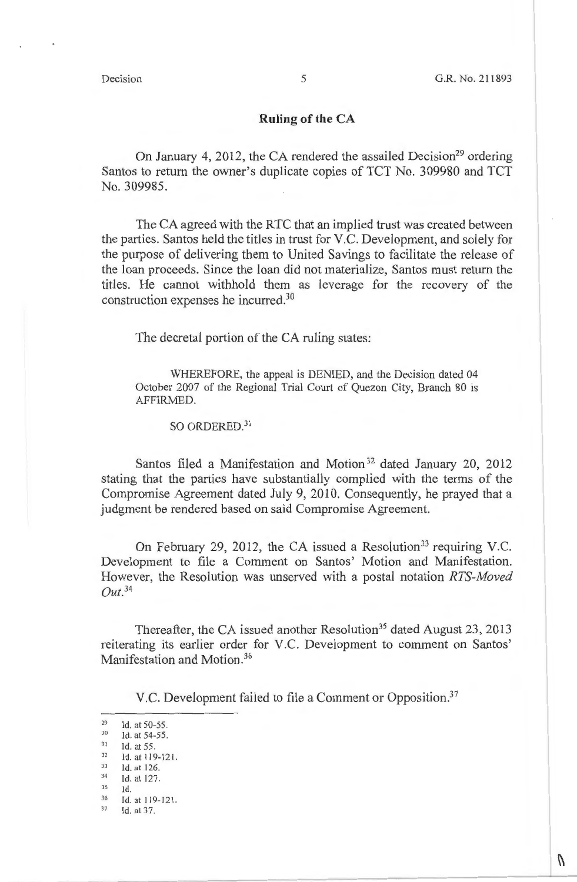## Ruling of the CA

On January 4, 2012, the CA rendered the assailed Decision[29] ordering Santos to return the owner's duplicate copies of TCT No. 309980 and TCT No. 309985.

The CA agreed with the RTC that an implied trust was created between the parties. Santos held the titles in trust for V.C. Development, and solely for the purpose of delivering them to United Savings to facilitate the release of the loan proceeds. Since the loan did not materialize, Santos must return the titles. He cannot withhold them as leverage for the recovery of the construction expenses he incurred.[30]

The decretal portion of the CA ruling states:

> WHEREFORE, the appeal is DENIED, and the Decision dated 04 October 2007 of the Regional Trial Court of Quezon City, Branch 80 is AFFIRMED.
>
> SO ORDERED.[31]

Santos filed a Manifestation and Motion[32] dated January 20, 2012 stating that the parties have substantially complied with the terms of the Compromise Agreement dated July 9, 2010. Consequently, he prayed that a judgment be rendered based on said Compromise Agreement.

On February 29, 2012, the CA issued a Resolution[33] requiring V.C. Development to file a Comment on Santos' Motion and Manifestation. However, the Resolution was unserved with a postal notation *RTS-Moved Out*.[34]

Thereafter, the CA issued another Resolution[35] dated August 23, 2013 reiterating its earlier order for V.C. Development to comment on Santos' Manifestation and Motion.[36]

V.C. Development failed to file a Comment or Opposition.[37]

---

29 Id. at 50-55.
30 Id. at 54-55.
31 Id. at 55.
32 Id. at 119-121.
33 Id. at 126.
34 Id. at 127.
35 Id.
36 Id. at 119-121.
37 Id. at 37.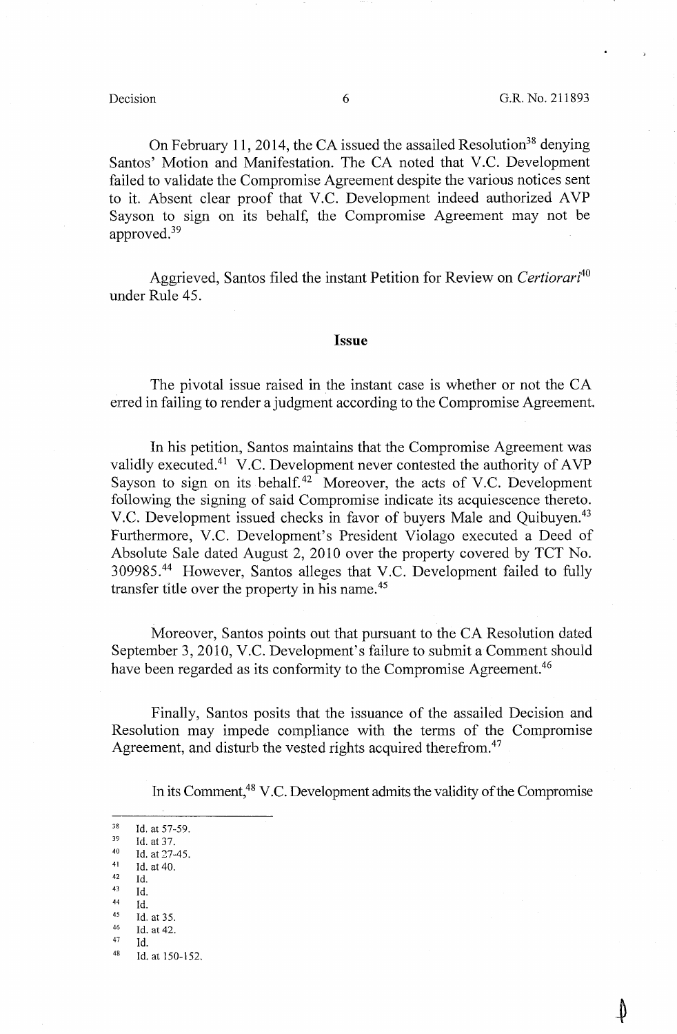On February 11, 2014, the CA issued the assailed Resolution[38] denying Santos' Motion and Manifestation. The CA noted that V.C. Development failed to validate the Compromise Agreement despite the various notices sent to it. Absent clear proof that V.C. Development indeed authorized AVP Sayson to sign on its behalf, the Compromise Agreement may not be approved.[39]

Aggrieved, Santos filed the instant Petition for Review on *Certiorari*[40] under Rule 45.

## Issue

The pivotal issue raised in the instant case is whether or not the CA erred in failing to render a judgment according to the Compromise Agreement.

In his petition, Santos maintains that the Compromise Agreement was validly executed.[41] V.C. Development never contested the authority of AVP Sayson to sign on its behalf.[42] Moreover, the acts of V.C. Development following the signing of said Compromise indicate its acquiescence thereto. V.C. Development issued checks in favor of buyers Male and Quibuyen.[43] Furthermore, V.C. Development's President Violago executed a Deed of Absolute Sale dated August 2, 2010 over the property covered by TCT No. 309985.[44] However, Santos alleges that V.C. Development failed to fully transfer title over the property in his name.[45]

Moreover, Santos points out that pursuant to the CA Resolution dated September 3, 2010, V.C. Development's failure to submit a Comment should have been regarded as its conformity to the Compromise Agreement.[46]

Finally, Santos posits that the issuance of the assailed Decision and Resolution may impede compliance with the terms of the Compromise Agreement, and disturb the vested rights acquired therefrom.[47]

In its Comment,[48] V.C. Development admits the validity of the Compromise

---

[38] Id. at 57-59.
[39] Id. at 37.
[40] Id. at 27-45.
[41] Id. at 40.
[42] Id.
[43] Id.
[44] Id.
[45] Id. at 35.
[46] Id. at 42.
[47] Id.
[48] Id. at 150-152.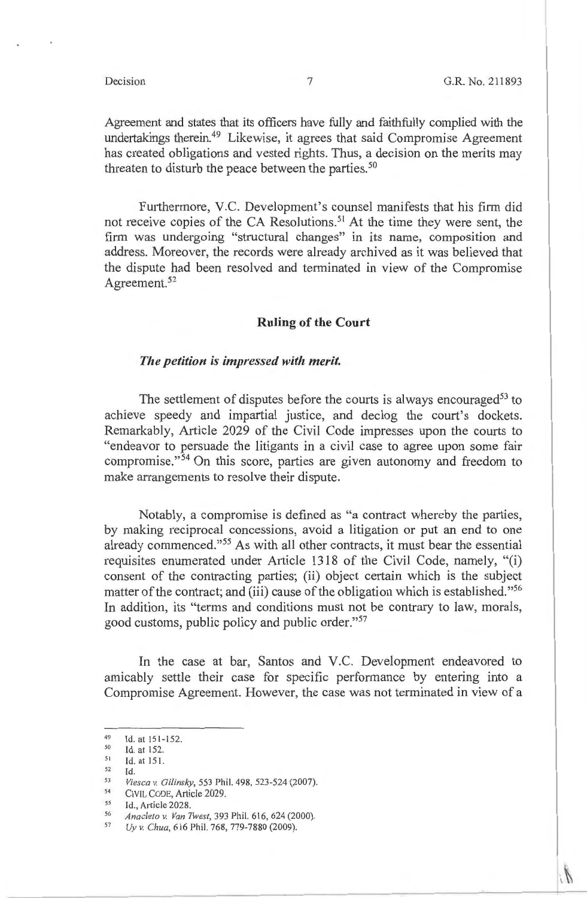Agreement and states that its officers have fully and faithfully complied with the undertakings therein.[49] Likewise, it agrees that said Compromise Agreement has created obligations and vested rights. Thus, a decision on the merits may threaten to disturb the peace between the parties.[50]

Furthermore, V.C. Development's counsel manifests that his firm did not receive copies of the CA Resolutions.[51] At the time they were sent, the firm was undergoing "structural changes" in its name, composition and address. Moreover, the records were already archived as it was believed that the dispute had been resolved and terminated in view of the Compromise Agreement.[52]

## Ruling of the Court

***The petition is impressed with merit.***

The settlement of disputes before the courts is always encouraged[53] to achieve speedy and impartial justice, and declog the court's dockets. Remarkably, Article 2029 of the Civil Code impresses upon the courts to "endeavor to persuade the litigants in a civil case to agree upon some fair compromise."[54] On this score, parties are given autonomy and freedom to make arrangements to resolve their dispute.

Notably, a compromise is defined as "a contract whereby the parties, by making reciprocal concessions, avoid a litigation or put an end to one already commenced."[55] As with all other contracts, it must bear the essential requisites enumerated under Article 1318 of the Civil Code, namely, "(i) consent of the contracting parties; (ii) object certain which is the subject matter of the contract; and (iii) cause of the obligation which is established."[56] In addition, its "terms and conditions must not be contrary to law, morals, good customs, public policy and public order."[57]

In the case at bar, Santos and V.C. Development endeavored to amicably settle their case for specific performance by entering into a Compromise Agreement. However, the case was not terminated in view of a

---

[49] Id. at 151-152.

[50] Id. at 152.

[51] Id. at 151.

[52] Id.

[53] *Viesca v. Gilinsky*, 553 Phil. 498, 523-524 (2007).

[54] CIVIL CODE, Article 2029.

[55] Id., Article 2028.

[56] *Anacleto v. Van Twest*, 393 Phil. 616, 624 (2000).

[57] *Uy v. Chua*, 616 Phil. 768, 779-7880 (2009).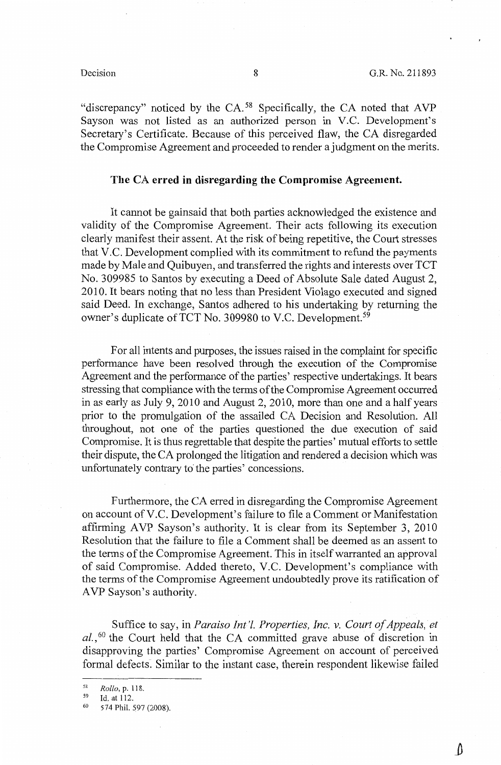"discrepancy" noticed by the CA.[58] Specifically, the CA noted that AVP Sayson was not listed as an authorized person in V.C. Development's Secretary's Certificate. Because of this perceived flaw, the CA disregarded the Compromise Agreement and proceeded to render a judgment on the merits.

**The CA erred in disregarding the Compromise Agreement.**

It cannot be gainsaid that both parties acknowledged the existence and validity of the Compromise Agreement. Their acts following its execution clearly manifest their assent. At the risk of being repetitive, the Court stresses that V.C. Development complied with its commitment to refund the payments made by Male and Quibuyen, and transferred the rights and interests over TCT No. 309985 to Santos by executing a Deed of Absolute Sale dated August 2, 2010. It bears noting that no less than President Violago executed and signed said Deed. In exchange, Santos adhered to his undertaking by returning the owner's duplicate of TCT No. 309980 to V.C. Development.[59]

For all intents and purposes, the issues raised in the complaint for specific performance have been resolved through the execution of the Compromise Agreement and the performance of the parties' respective undertakings. It bears stressing that compliance with the terms of the Compromise Agreement occurred in as early as July 9, 2010 and August 2, 2010, more than one and a half years prior to the promulgation of the assailed CA Decision and Resolution. All throughout, not one of the parties questioned the due execution of said Compromise. It is thus regrettable that despite the parties' mutual efforts to settle their dispute, the CA prolonged the litigation and rendered a decision which was unfortunately contrary to the parties' concessions.

Furthermore, the CA erred in disregarding the Compromise Agreement on account of V.C. Development's failure to file a Comment or Manifestation affirming AVP Sayson's authority. It is clear from its September 3, 2010 Resolution that the failure to file a Comment shall be deemed as an assent to the terms of the Compromise Agreement. This in itself warranted an approval of said Compromise. Added thereto, V.C. Development's compliance with the terms of the Compromise Agreement undoubtedly prove its ratification of AVP Sayson's authority.

Suffice to say, in *Paraiso Int'l. Properties, Inc. v. Court of Appeals, et al.*,[60] the Court held that the CA committed grave abuse of discretion in disapproving the parties' Compromise Agreement on account of perceived formal defects. Similar to the instant case, therein respondent likewise failed

---

[58] *Rollo*, p. 118.

[59] Id. at 112.

[60] 574 Phil. 597 (2008).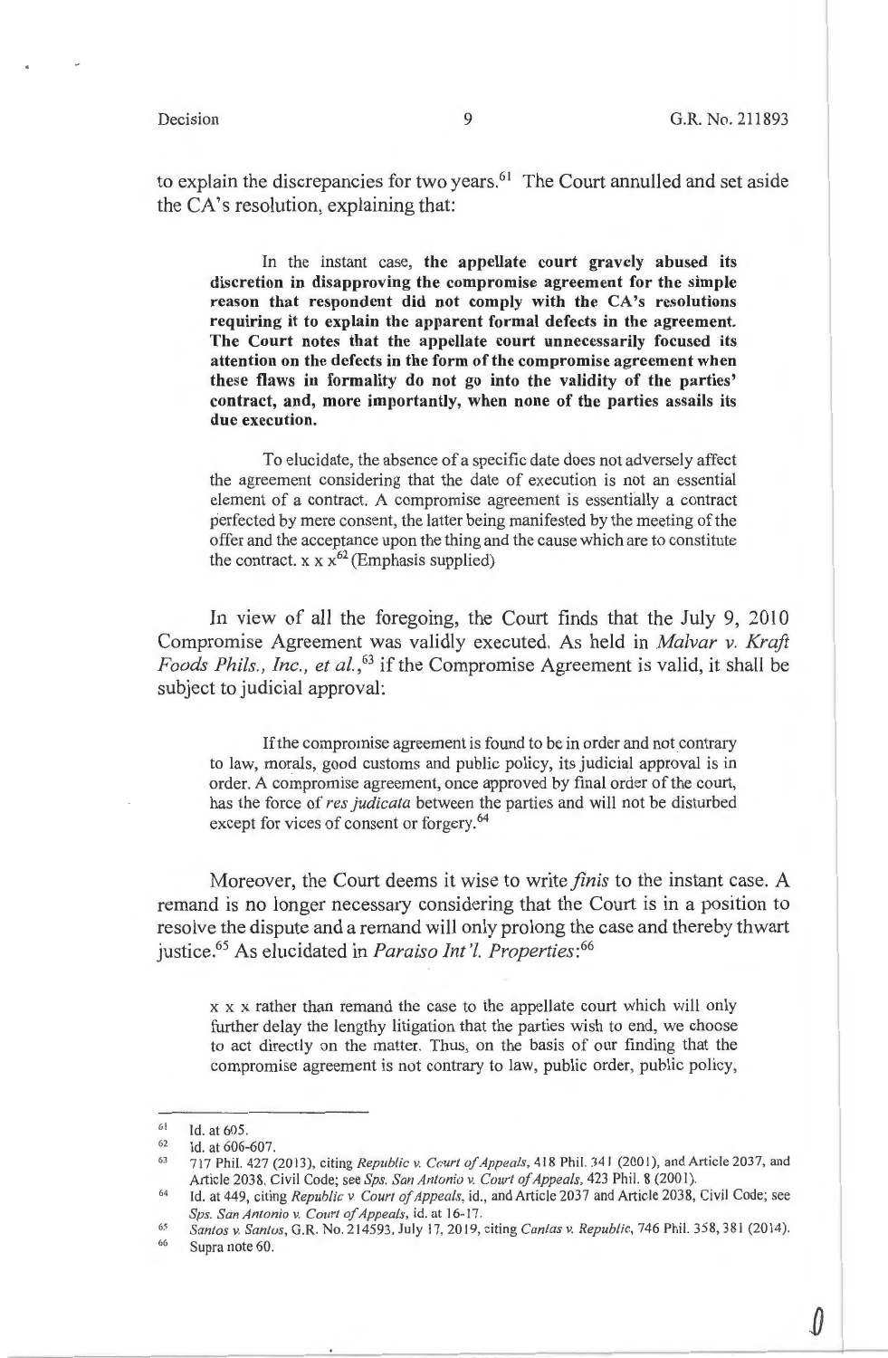to explain the discrepancies for two years.[61] The Court annulled and set aside the CA's resolution, explaining that:

> In the instant case, **the appellate court gravely abused its discretion in disapproving the compromise agreement for the simple reason that respondent did not comply with the CA's resolutions requiring it to explain the apparent formal defects in the agreement. The Court notes that the appellate court unnecessarily focused its attention on the defects in the form of the compromise agreement when these flaws in formality do not go into the validity of the parties' contract, and, more importantly, when none of the parties assails its due execution.**
>
> To elucidate, the absence of a specific date does not adversely affect the agreement considering that the date of execution is not an essential element of a contract. A compromise agreement is essentially a contract perfected by mere consent, the latter being manifested by the meeting of the offer and the acceptance upon the thing and the cause which are to constitute the contract. x x x[62] (Emphasis supplied)

In view of all the foregoing, the Court finds that the July 9, 2010 Compromise Agreement was validly executed. As held in *Malvar v. Kraft Foods Phils., Inc., et al.*,[63] if the Compromise Agreement is valid, it shall be subject to judicial approval:

> If the compromise agreement is found to be in order and not contrary to law, morals, good customs and public policy, its judicial approval is in order. A compromise agreement, once approved by final order of the court, has the force of *res judicata* between the parties and will not be disturbed except for vices of consent or forgery.[64]

Moreover, the Court deems it wise to write *finis* to the instant case. A remand is no longer necessary considering that the Court is in a position to resolve the dispute and a remand will only prolong the case and thereby thwart justice.[65] As elucidated in *Paraiso Int'l. Properties*:[66]

> x x x rather than remand the case to the appellate court which will only further delay the lengthy litigation that the parties wish to end, we choose to act directly on the matter. Thus, on the basis of our finding that the compromise agreement is not contrary to law, public order, public policy,

---

[61] Id. at 605.

[62] Id. at 606-607.

[63] 717 Phil. 427 (2013), citing *Republic v. Court of Appeals*, 418 Phil. 341 (2001), and Article 2037, and Article 2038, Civil Code; see *Sps. San Antonio v. Court of Appeals*, 423 Phil. 8 (2001).

[64] Id. at 449, citing *Republic v. Court of Appeals*, id., and Article 2037 and Article 2038, Civil Code; see *Sps. San Antonio v. Court of Appeals*, id. at 16-17.

[65] *Santos v. Santos*, G.R. No. 214593, July 17, 2019, citing *Cantas v. Republic*, 746 Phil. 358, 381 (2014).

[66] Supra note 60.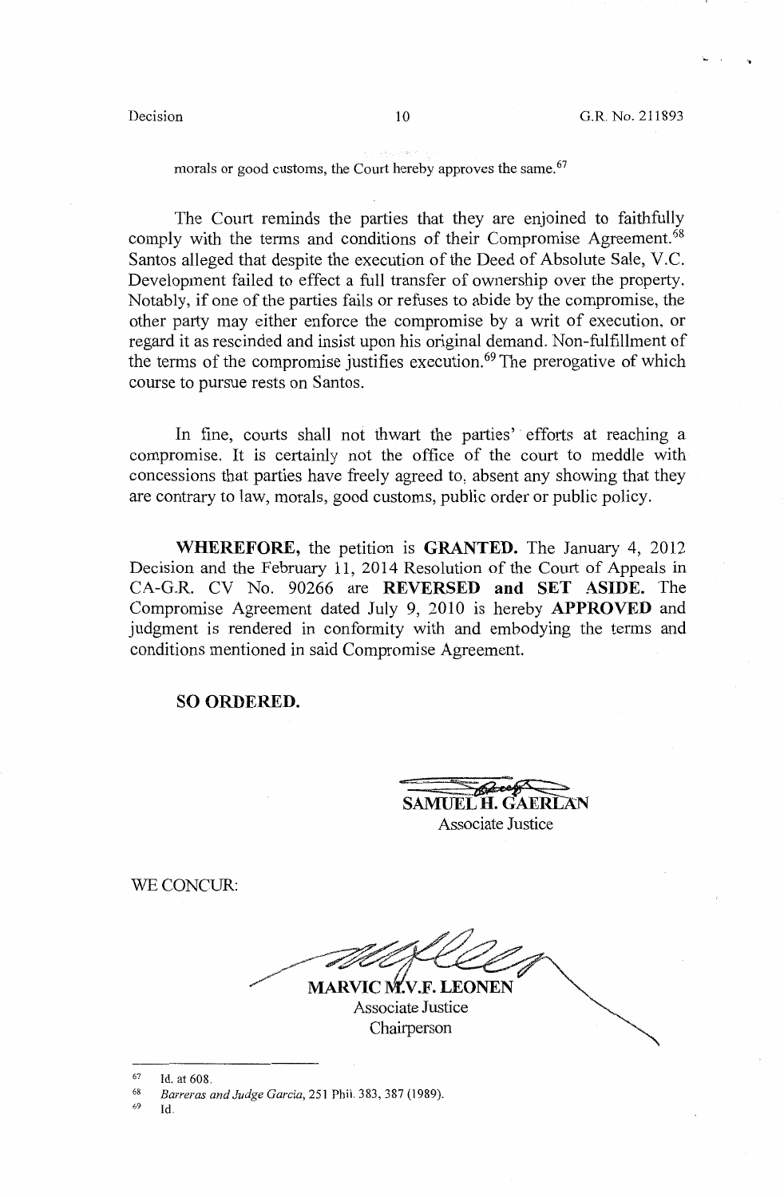morals or good customs, the Court hereby approves the same.[67]

The Court reminds the parties that they are enjoined to faithfully comply with the terms and conditions of their Compromise Agreement.[68] Santos alleged that despite the execution of the Deed of Absolute Sale, V.C. Development failed to effect a full transfer of ownership over the property. Notably, if one of the parties fails or refuses to abide by the compromise, the other party may either enforce the compromise by a writ of execution, or regard it as rescinded and insist upon his original demand. Non-fulfillment of the terms of the compromise justifies execution.[69] The prerogative of which course to pursue rests on Santos.

In fine, courts shall not thwart the parties' efforts at reaching a compromise. It is certainly not the office of the court to meddle with concessions that parties have freely agreed to, absent any showing that they are contrary to law, morals, good customs, public order or public policy.

**WHEREFORE,** the petition is **GRANTED.** The January 4, 2012 Decision and the February 11, 2014 Resolution of the Court of Appeals in CA-G.R. CV No. 90266 are **REVERSED and SET ASIDE.** The Compromise Agreement dated July 9, 2010 is hereby **APPROVED** and judgment is rendered in conformity with and embodying the terms and conditions mentioned in said Compromise Agreement.

**SO ORDERED.**

**SAMUEL H. GAERLAN**
Associate Justice

WE CONCUR:

**MARVIC M.V.F. LEONEN**
Associate Justice
Chairperson

---

[67] Id. at 608.

[68] *Barreras and Judge Garcia*, 251 Phil. 383, 387 (1989).

[69] Id.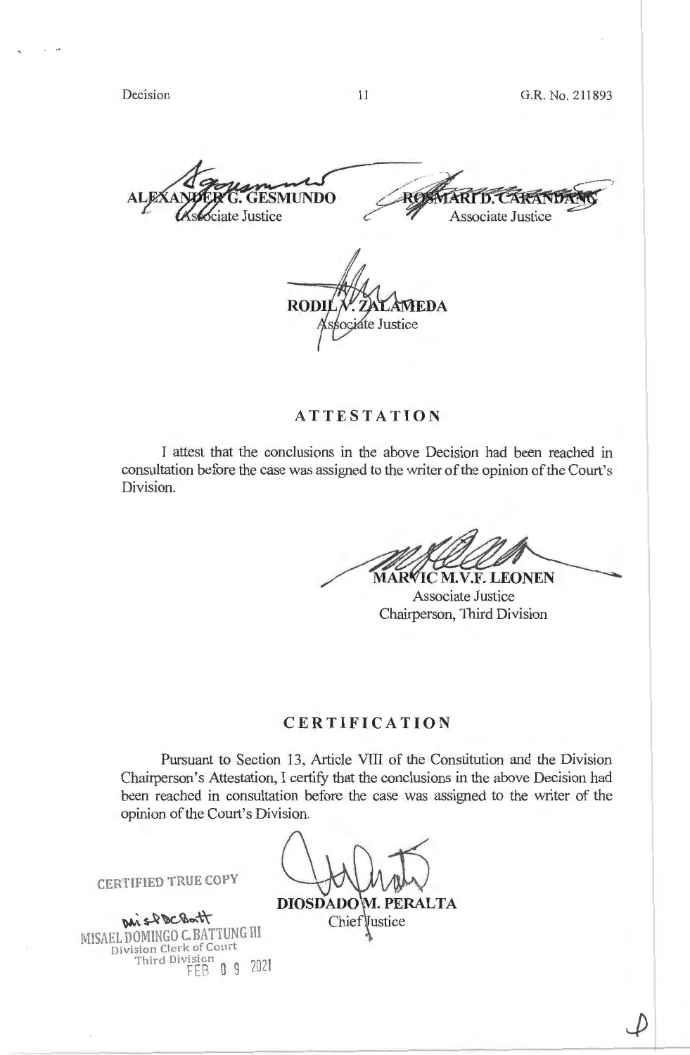**ALEXANDER G. GESMUNDO**
Associate Justice

**ROSMARI D. CARANDANG**
Associate Justice

**RODIL V. ZALAMEDA**
Associate Justice

## ATTESTATION

I attest that the conclusions in the above Decision had been reached in consultation before the case was assigned to the writer of the opinion of the Court's Division.

**MARVIC M.V.F. LEONEN**
Associate Justice
Chairperson, Third Division

## CERTIFICATION

Pursuant to Section 13, Article VIII of the Constitution and the Division Chairperson's Attestation, I certify that the conclusions in the above Decision had been reached in consultation before the case was assigned to the writer of the opinion of the Court's Division.

**DIOSDADO M. PERALTA**
Chief Justice

CERTIFIED TRUE COPY

MISAEL DOMINGO C. BATTUNG III
Division Clerk of Court
Third Division
FEB 09 2021